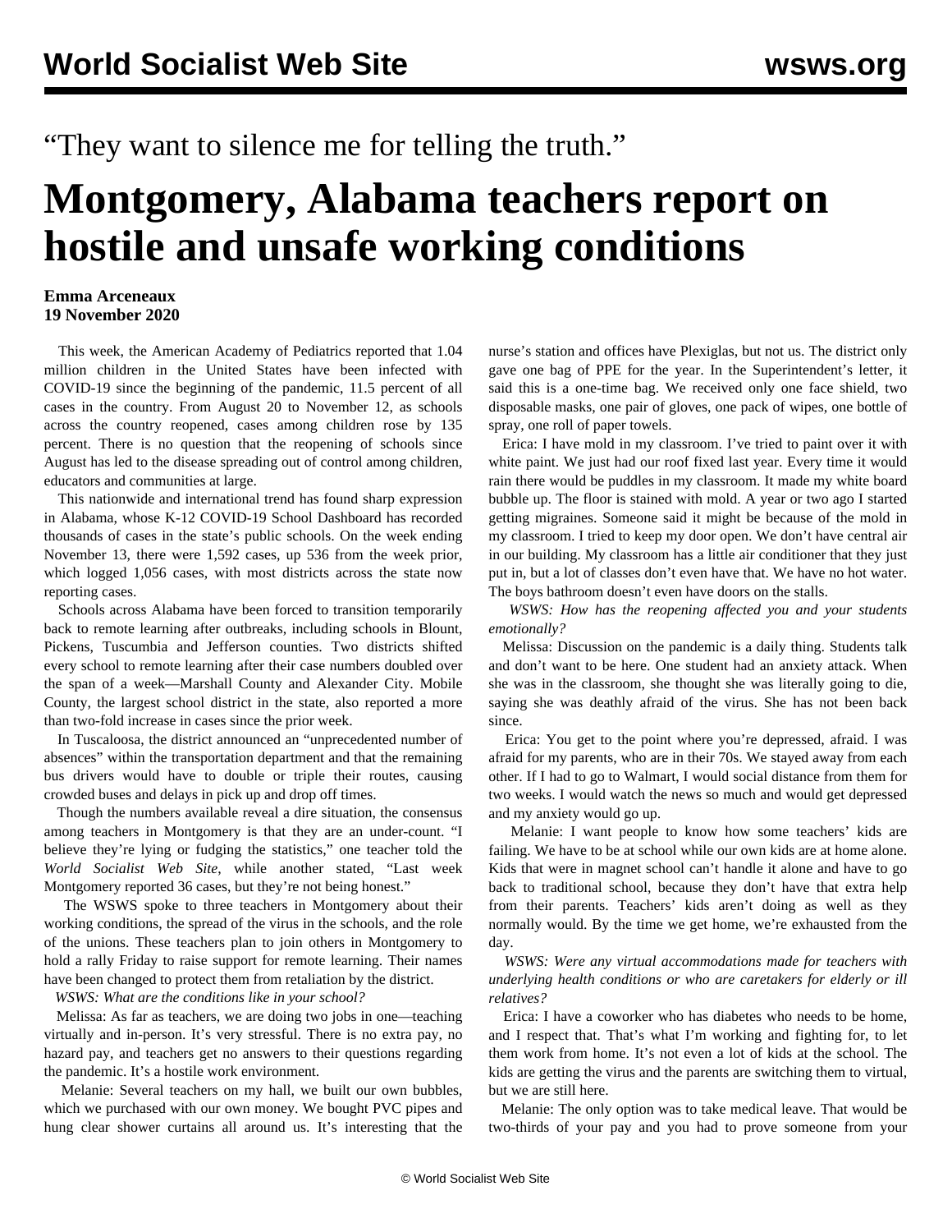"They want to silence me for telling the truth."

# Montgomery, Alabama teachers report on hostile and unsafe working conditions

**Emma Arceneaux**
**19 November 2020**

This week, the American Academy of Pediatrics reported that 1.04 million children in the United States have been infected with COVID-19 since the beginning of the pandemic, 11.5 percent of all cases in the country. From August 20 to November 12, as schools across the country reopened, cases among children rose by 135 percent. There is no question that the reopening of schools since August has led to the disease spreading out of control among children, educators and communities at large.

This nationwide and international trend has found sharp expression in Alabama, whose K-12 COVID-19 School Dashboard has recorded thousands of cases in the state's public schools. On the week ending November 13, there were 1,592 cases, up 536 from the week prior, which logged 1,056 cases, with most districts across the state now reporting cases.

Schools across Alabama have been forced to transition temporarily back to remote learning after outbreaks, including schools in Blount, Pickens, Tuscumbia and Jefferson counties. Two districts shifted every school to remote learning after their case numbers doubled over the span of a week—Marshall County and Alexander City. Mobile County, the largest school district in the state, also reported a more than two-fold increase in cases since the prior week.

In Tuscaloosa, the district announced an "unprecedented number of absences" within the transportation department and that the remaining bus drivers would have to double or triple their routes, causing crowded buses and delays in pick up and drop off times.

Though the numbers available reveal a dire situation, the consensus among teachers in Montgomery is that they are an under-count. "I believe they're lying or fudging the statistics," one teacher told the *World Socialist Web Site*, while another stated, "Last week Montgomery reported 36 cases, but they're not being honest."

The WSWS spoke to three teachers in Montgomery about their working conditions, the spread of the virus in the schools, and the role of the unions. These teachers plan to join others in Montgomery to hold a rally Friday to raise support for remote learning. Their names have been changed to protect them from retaliation by the district.

*WSWS: What are the conditions like in your school?*

Melissa: As far as teachers, we are doing two jobs in one—teaching virtually and in-person. It's very stressful. There is no extra pay, no hazard pay, and teachers get no answers to their questions regarding the pandemic. It's a hostile work environment.

Melanie: Several teachers on my hall, we built our own bubbles, which we purchased with our own money. We bought PVC pipes and hung clear shower curtains all around us. It's interesting that the nurse's station and offices have Plexiglas, but not us. The district only gave one bag of PPE for the year. In the Superintendent's letter, it said this is a one-time bag. We received only one face shield, two disposable masks, one pair of gloves, one pack of wipes, one bottle of spray, one roll of paper towels.

Erica: I have mold in my classroom. I've tried to paint over it with white paint. We just had our roof fixed last year. Every time it would rain there would be puddles in my classroom. It made my white board bubble up. The floor is stained with mold. A year or two ago I started getting migraines. Someone said it might be because of the mold in my classroom. I tried to keep my door open. We don't have central air in our building. My classroom has a little air conditioner that they just put in, but a lot of classes don't even have that. We have no hot water. The boys bathroom doesn't even have doors on the stalls.

*WSWS: How has the reopening affected you and your students emotionally?*

Melissa: Discussion on the pandemic is a daily thing. Students talk and don't want to be here. One student had an anxiety attack. When she was in the classroom, she thought she was literally going to die, saying she was deathly afraid of the virus. She has not been back since.

Erica: You get to the point where you're depressed, afraid. I was afraid for my parents, who are in their 70s. We stayed away from each other. If I had to go to Walmart, I would social distance from them for two weeks. I would watch the news so much and would get depressed and my anxiety would go up.

Melanie: I want people to know how some teachers' kids are failing. We have to be at school while our own kids are at home alone. Kids that were in magnet school can't handle it alone and have to go back to traditional school, because they don't have that extra help from their parents. Teachers' kids aren't doing as well as they normally would. By the time we get home, we're exhausted from the day.

*WSWS: Were any virtual accommodations made for teachers with underlying health conditions or who are caretakers for elderly or ill relatives?*

Erica: I have a coworker who has diabetes who needs to be home, and I respect that. That's what I'm working and fighting for, to let them work from home. It's not even a lot of kids at the school. The kids are getting the virus and the parents are switching them to virtual, but we are still here.

Melanie: The only option was to take medical leave. That would be two-thirds of your pay and you had to prove someone from your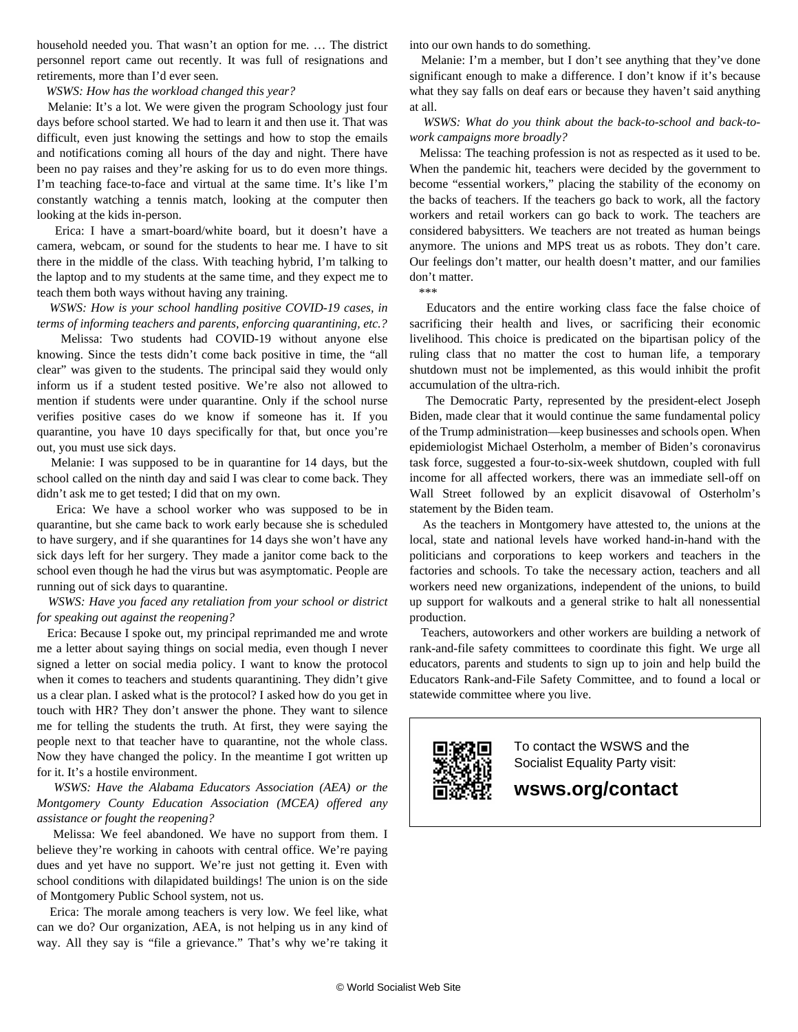household needed you. That wasn't an option for me. … The district personnel report came out recently. It was full of resignations and retirements, more than I'd ever seen.

*WSWS: How has the workload changed this year?*

Melanie: It's a lot. We were given the program Schoology just four days before school started. We had to learn it and then use it. That was difficult, even just knowing the settings and how to stop the emails and notifications coming all hours of the day and night. There have been no pay raises and they're asking for us to do even more things. I'm teaching face-to-face and virtual at the same time. It's like I'm constantly watching a tennis match, looking at the computer then looking at the kids in-person.

Erica: I have a smart-board/white board, but it doesn't have a camera, webcam, or sound for the students to hear me. I have to sit there in the middle of the class. With teaching hybrid, I'm talking to the laptop and to my students at the same time, and they expect me to teach them both ways without having any training.

*WSWS: How is your school handling positive COVID-19 cases, in terms of informing teachers and parents, enforcing quarantining, etc.?*

Melissa: Two students had COVID-19 without anyone else knowing. Since the tests didn't come back positive in time, the "all clear" was given to the students. The principal said they would only inform us if a student tested positive. We're also not allowed to mention if students were under quarantine. Only if the school nurse verifies positive cases do we know if someone has it. If you quarantine, you have 10 days specifically for that, but once you're out, you must use sick days.

Melanie: I was supposed to be in quarantine for 14 days, but the school called on the ninth day and said I was clear to come back. They didn't ask me to get tested; I did that on my own.

Erica: We have a school worker who was supposed to be in quarantine, but she came back to work early because she is scheduled to have surgery, and if she quarantines for 14 days she won't have any sick days left for her surgery. They made a janitor come back to the school even though he had the virus but was asymptomatic. People are running out of sick days to quarantine.

*WSWS: Have you faced any retaliation from your school or district for speaking out against the reopening?*

Erica: Because I spoke out, my principal reprimanded me and wrote me a letter about saying things on social media, even though I never signed a letter on social media policy. I want to know the protocol when it comes to teachers and students quarantining. They didn't give us a clear plan. I asked what is the protocol? I asked how do you get in touch with HR? They don't answer the phone. They want to silence me for telling the students the truth. At first, they were saying the people next to that teacher have to quarantine, not the whole class. Now they have changed the policy. In the meantime I got written up for it. It's a hostile environment.

*WSWS: Have the Alabama Educators Association (AEA) or the Montgomery County Education Association (MCEA) offered any assistance or fought the reopening?*

Melissa: We feel abandoned. We have no support from them. I believe they're working in cahoots with central office. We're paying dues and yet have no support. We're just not getting it. Even with school conditions with dilapidated buildings! The union is on the side of Montgomery Public School system, not us.

Erica: The morale among teachers is very low. We feel like, what can we do? Our organization, AEA, is not helping us in any kind of way. All they say is "file a grievance." That's why we're taking it into our own hands to do something.

Melanie: I'm a member, but I don't see anything that they've done significant enough to make a difference. I don't know if it's because what they say falls on deaf ears or because they haven't said anything at all.

*WSWS: What do you think about the back-to-school and back-to-work campaigns more broadly?*

Melissa: The teaching profession is not as respected as it used to be. When the pandemic hit, teachers were decided by the government to become "essential workers," placing the stability of the economy on the backs of teachers. If the teachers go back to work, all the factory workers and retail workers can go back to work. The teachers are considered babysitters. We teachers are not treated as human beings anymore. The unions and MPS treat us as robots. They don't care. Our feelings don't matter, our health doesn't matter, and our families don't matter.

\*\*\*

Educators and the entire working class face the false choice of sacrificing their health and lives, or sacrificing their economic livelihood. This choice is predicated on the bipartisan policy of the ruling class that no matter the cost to human life, a temporary shutdown must not be implemented, as this would inhibit the profit accumulation of the ultra-rich.

The Democratic Party, represented by the president-elect Joseph Biden, made clear that it would continue the same fundamental policy of the Trump administration—keep businesses and schools open. When epidemiologist Michael Osterholm, a member of Biden's coronavirus task force, suggested a four-to-six-week shutdown, coupled with full income for all affected workers, there was an immediate sell-off on Wall Street followed by an explicit disavowal of Osterholm's statement by the Biden team.

As the teachers in Montgomery have attested to, the unions at the local, state and national levels have worked hand-in-hand with the politicians and corporations to keep workers and teachers in the factories and schools. To take the necessary action, teachers and all workers need new organizations, independent of the unions, to build up support for walkouts and a general strike to halt all nonessential production.

Teachers, autoworkers and other workers are building a network of rank-and-file safety committees to coordinate this fight. We urge all educators, parents and students to sign up to join and help build the Educators Rank-and-File Safety Committee, and to found a local or statewide committee where you live.

To contact the WSWS and the Socialist Equality Party visit:

**wsws.org/contact**